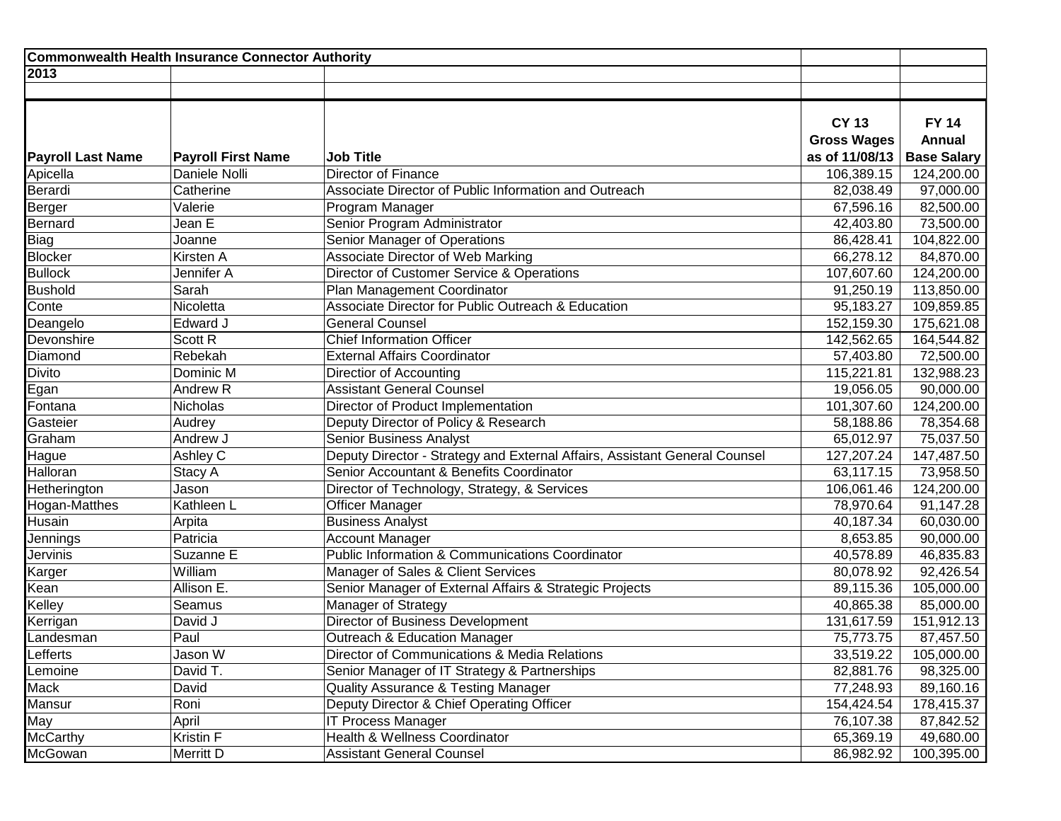| Commonwealth Health Insurance Connector Authority | | | | |
|---|---|---|---|---|
| 2013 | | | | |
| | | | | |
| **Payroll Last Name** | **Payroll First Name** | **Job Title** | **CY 13 Gross Wages as of 11/08/13** | **FY 14 Annual Base Salary** |
| Apicella | Daniele Nolli | Director of Finance | 106,389.15 | 124,200.00 |
| Berardi | Catherine | Associate Director of Public Information and Outreach | 82,038.49 | 97,000.00 |
| Berger | Valerie | Program Manager | 67,596.16 | 82,500.00 |
| Bernard | Jean E | Senior Program Administrator | 42,403.80 | 73,500.00 |
| Biag | Joanne | Senior Manager of Operations | 86,428.41 | 104,822.00 |
| Blocker | Kirsten A | Associate Director of Web Marking | 66,278.12 | 84,870.00 |
| Bullock | Jennifer A | Director of Customer Service & Operations | 107,607.60 | 124,200.00 |
| Bushold | Sarah | Plan Management Coordinator | 91,250.19 | 113,850.00 |
| Conte | Nicoletta | Associate Director for Public Outreach & Education | 95,183.27 | 109,859.85 |
| Deangelo | Edward J | General Counsel | 152,159.30 | 175,621.08 |
| Devonshire | Scott R | Chief Information Officer | 142,562.65 | 164,544.82 |
| Diamond | Rebekah | External Affairs Coordinator | 57,403.80 | 72,500.00 |
| Divito | Dominic M | Directior of Accounting | 115,221.81 | 132,988.23 |
| Egan | Andrew R | Assistant General Counsel | 19,056.05 | 90,000.00 |
| Fontana | Nicholas | Director of Product Implementation | 101,307.60 | 124,200.00 |
| Gasteier | Audrey | Deputy Director of Policy & Research | 58,188.86 | 78,354.68 |
| Graham | Andrew J | Senior Business Analyst | 65,012.97 | 75,037.50 |
| Hague | Ashley C | Deputy Director - Strategy and External Affairs, Assistant General Counsel | 127,207.24 | 147,487.50 |
| Halloran | Stacy A | Senior Accountant & Benefits Coordinator | 63,117.15 | 73,958.50 |
| Hetherington | Jason | Director of Technology, Strategy, & Services | 106,061.46 | 124,200.00 |
| Hogan-Matthes | Kathleen L | Officer Manager | 78,970.64 | 91,147.28 |
| Husain | Arpita | Business Analyst | 40,187.34 | 60,030.00 |
| Jennings | Patricia | Account Manager | 8,653.85 | 90,000.00 |
| Jervinis | Suzanne E | Public Information & Communications Coordinator | 40,578.89 | 46,835.83 |
| Karger | William | Manager of Sales & Client Services | 80,078.92 | 92,426.54 |
| Kean | Allison E. | Senior Manager of External Affairs & Strategic Projects | 89,115.36 | 105,000.00 |
| Kelley | Seamus | Manager of Strategy | 40,865.38 | 85,000.00 |
| Kerrigan | David J | Director of Business Development | 131,617.59 | 151,912.13 |
| Landesman | Paul | Outreach & Education Manager | 75,773.75 | 87,457.50 |
| Lefferts | Jason W | Director of Communications & Media Relations | 33,519.22 | 105,000.00 |
| Lemoine | David T. | Senior Manager of IT Strategy & Partnerships | 82,881.76 | 98,325.00 |
| Mack | David | Quality Assurance & Testing Manager | 77,248.93 | 89,160.16 |
| Mansur | Roni | Deputy Director & Chief Operating Officer | 154,424.54 | 178,415.37 |
| May | April | IT Process Manager | 76,107.38 | 87,842.52 |
| McCarthy | Kristin F | Health & Wellness Coordinator | 65,369.19 | 49,680.00 |
| McGowan | Merritt D | Assistant General Counsel | 86,982.92 | 100,395.00 |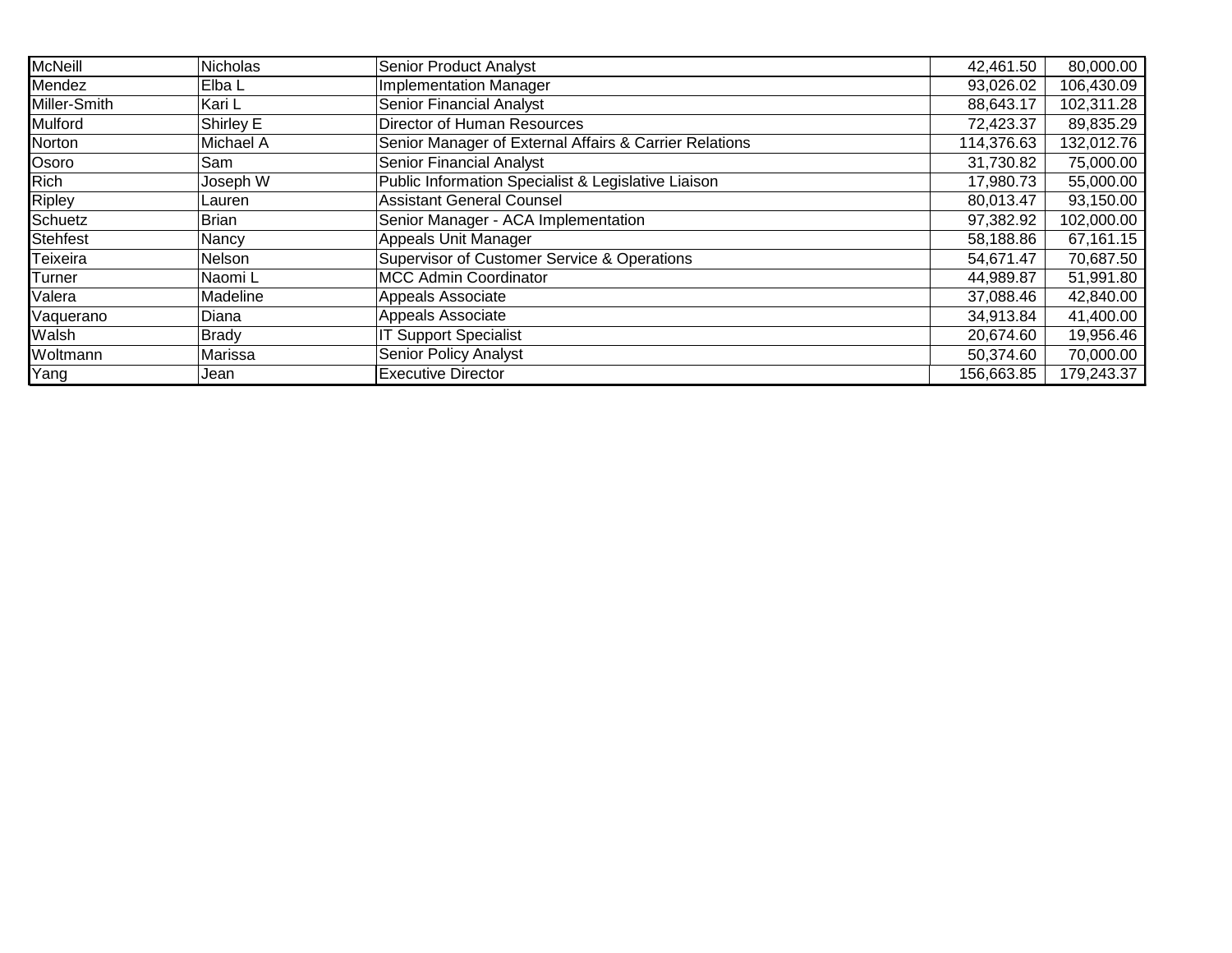| | | | | |
|---|---|---|---|---|
| McNeill | Nicholas | Senior Product Analyst | 42,461.50 | 80,000.00 |
| Mendez | Elba L | Implementation Manager | 93,026.02 | 106,430.09 |
| Miller-Smith | Kari L | Senior Financial Analyst | 88,643.17 | 102,311.28 |
| Mulford | Shirley E | Director of Human Resources | 72,423.37 | 89,835.29 |
| Norton | Michael A | Senior Manager of External Affairs & Carrier Relations | 114,376.63 | 132,012.76 |
| Osoro | Sam | Senior Financial Analyst | 31,730.82 | 75,000.00 |
| Rich | Joseph W | Public Information Specialist & Legislative Liaison | 17,980.73 | 55,000.00 |
| Ripley | Lauren | Assistant General Counsel | 80,013.47 | 93,150.00 |
| Schuetz | Brian | Senior Manager - ACA Implementation | 97,382.92 | 102,000.00 |
| Stehfest | Nancy | Appeals Unit Manager | 58,188.86 | 67,161.15 |
| Teixeira | Nelson | Supervisor of Customer Service & Operations | 54,671.47 | 70,687.50 |
| Turner | Naomi L | MCC Admin Coordinator | 44,989.87 | 51,991.80 |
| Valera | Madeline | Appeals Associate | 37,088.46 | 42,840.00 |
| Vaquerano | Diana | Appeals Associate | 34,913.84 | 41,400.00 |
| Walsh | Brady | IT Support Specialist | 20,674.60 | 19,956.46 |
| Woltmann | Marissa | Senior Policy Analyst | 50,374.60 | 70,000.00 |
| Yang | Jean | Executive Director | 156,663.85 | 179,243.37 |